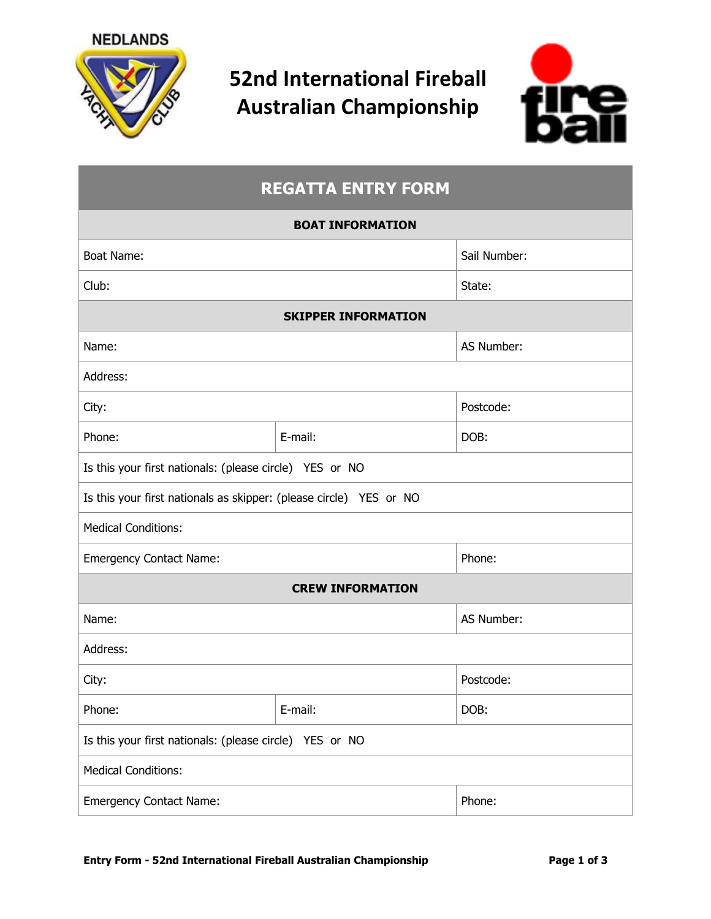# 52nd International Fireball Australian Championship

| REGATTA ENTRY FORM | | |
|---|---|---|
| **BOAT INFORMATION** | | |
| Boat Name: | | Sail Number: |
| Club: | | State: |
| **SKIPPER INFORMATION** | | |
| Name: | | AS Number: |
| Address: | | |
| City: | | Postcode: |
| Phone: | E-mail: | DOB: |
| Is this your first nationals: (please circle) YES or NO | | |
| Is this your first nationals as skipper: (please circle) YES or NO | | |
| Medical Conditions: | | |
| Emergency Contact Name: | | Phone: |
| **CREW INFORMATION** | | |
| Name: | | AS Number: |
| Address: | | |
| City: | | Postcode: |
| Phone: | E-mail: | DOB: |
| Is this your first nationals: (please circle) YES or NO | | |
| Medical Conditions: | | |
| Emergency Contact Name: | | Phone: |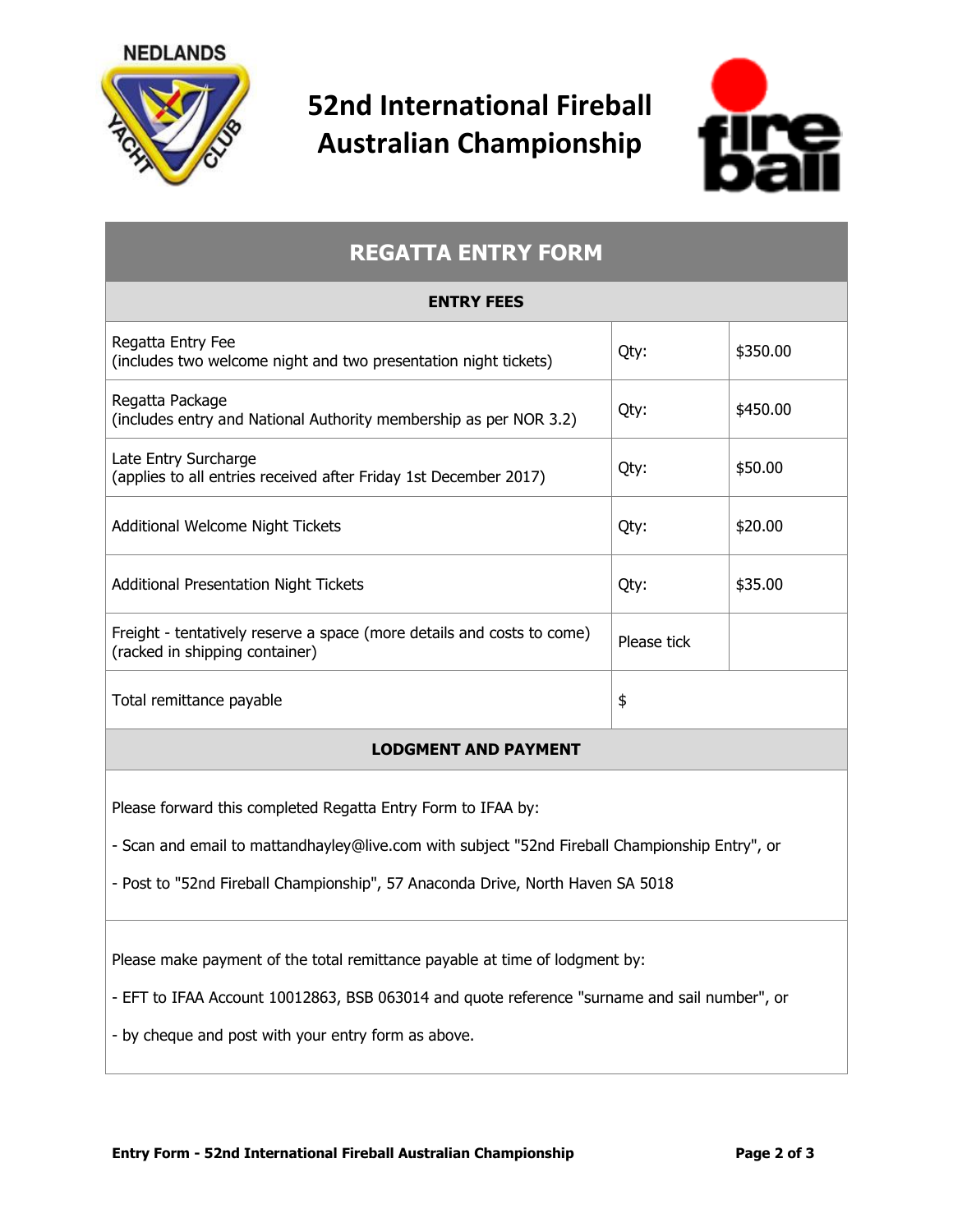NEDLANDS YACHT CLUB

# 52nd International Fireball Australian Championship

## REGATTA ENTRY FORM

| ENTRY FEES | | |
|---|---|---|
| Regatta Entry Fee<br>(includes two welcome night and two presentation night tickets) | Qty: | $350.00 |
| Regatta Package<br>(includes entry and National Authority membership as per NOR 3.2) | Qty: | $450.00 |
| Late Entry Surcharge<br>(applies to all entries received after Friday 1st December 2017) | Qty: | $50.00 |
| Additional Welcome Night Tickets | Qty: | $20.00 |
| Additional Presentation Night Tickets | Qty: | $35.00 |
| Freight - tentatively reserve a space (more details and costs to come)<br>(racked in shipping container) | Please tick | |
| Total remittance payable | $ | |

### LODGMENT AND PAYMENT

Please forward this completed Regatta Entry Form to IFAA by:

- Scan and email to mattandhayley@live.com with subject "52nd Fireball Championship Entry", or
- Post to "52nd Fireball Championship", 57 Anaconda Drive, North Haven SA 5018

Please make payment of the total remittance payable at time of lodgment by:

- EFT to IFAA Account 10012863, BSB 063014 and quote reference "surname and sail number", or
- by cheque and post with your entry form as above.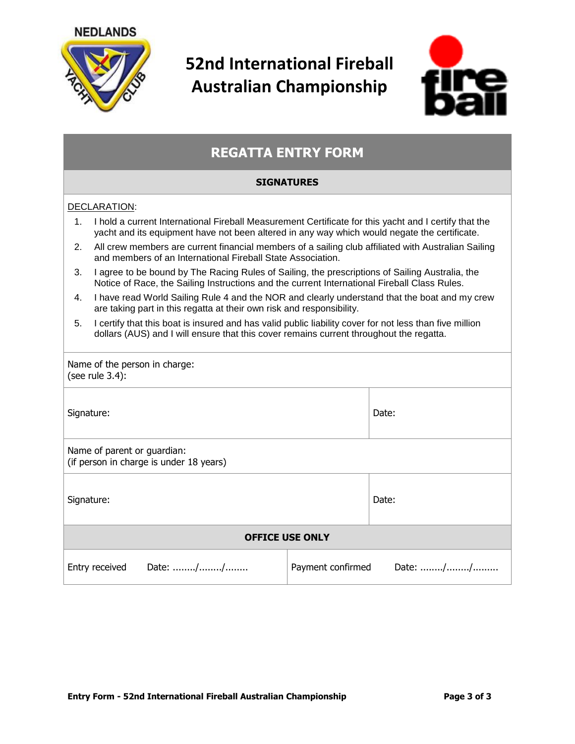# 52nd International Fireball Australian Championship

## REGATTA ENTRY FORM

### SIGNATURES

DECLARATION:

1. I hold a current International Fireball Measurement Certificate for this yacht and I certify that the yacht and its equipment have not been altered in any way which would negate the certificate.
2. All crew members are current financial members of a sailing club affiliated with Australian Sailing and members of an International Fireball State Association.
3. I agree to be bound by The Racing Rules of Sailing, the prescriptions of Sailing Australia, the Notice of Race, the Sailing Instructions and the current International Fireball Class Rules.
4. I have read World Sailing Rule 4 and the NOR and clearly understand that the boat and my crew are taking part in this regatta at their own risk and responsibility.
5. I certify that this boat is insured and has valid public liability cover for not less than five million dollars (AUS) and I will ensure that this cover remains current throughout the regatta.

| | |
|---|---|
| Name of the person in charge: (see rule 3.4): | |
| Signature: | Date: |
| Name of parent or guardian: (if person in charge is under 18 years) | |
| Signature: | Date: |

### OFFICE USE ONLY

| | |
|---|---|
| Entry received Date: ......../......../........ | Payment confirmed Date: ......../......../......... |